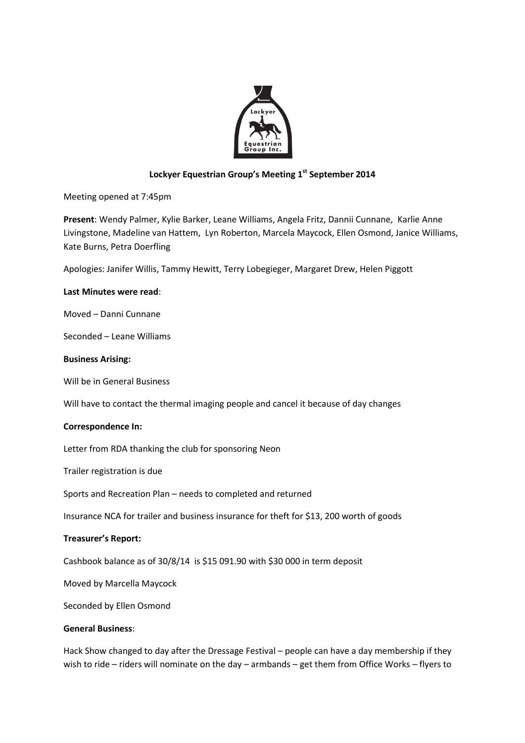**Lockyer Equestrian Group's Meeting 1st September 2014**

Meeting opened at 7:45pm

**Present**: Wendy Palmer, Kylie Barker, Leane Williams, Angela Fritz, Dannii Cunnane, Karlie Anne Livingstone, Madeline van Hattem, Lyn Roberton, Marcela Maycock, Ellen Osmond, Janice Williams, Kate Burns, Petra Doerfling

Apologies: Janifer Willis, Tammy Hewitt, Terry Lobegieger, Margaret Drew, Helen Piggott

**Last Minutes were read**:

Moved – Danni Cunnane

Seconded – Leane Williams

**Business Arising:**

Will be in General Business

Will have to contact the thermal imaging people and cancel it because of day changes

**Correspondence In:**

Letter from RDA thanking the club for sponsoring Neon

Trailer registration is due

Sports and Recreation Plan – needs to completed and returned

Insurance NCA for trailer and business insurance for theft for $13, 200 worth of goods

**Treasurer's Report:**

Cashbook balance as of 30/8/14 is $15 091.90 with $30 000 in term deposit

Moved by Marcella Maycock

Seconded by Ellen Osmond

**General Business**:

Hack Show changed to day after the Dressage Festival – people can have a day membership if they wish to ride – riders will nominate on the day – armbands – get them from Office Works – flyers to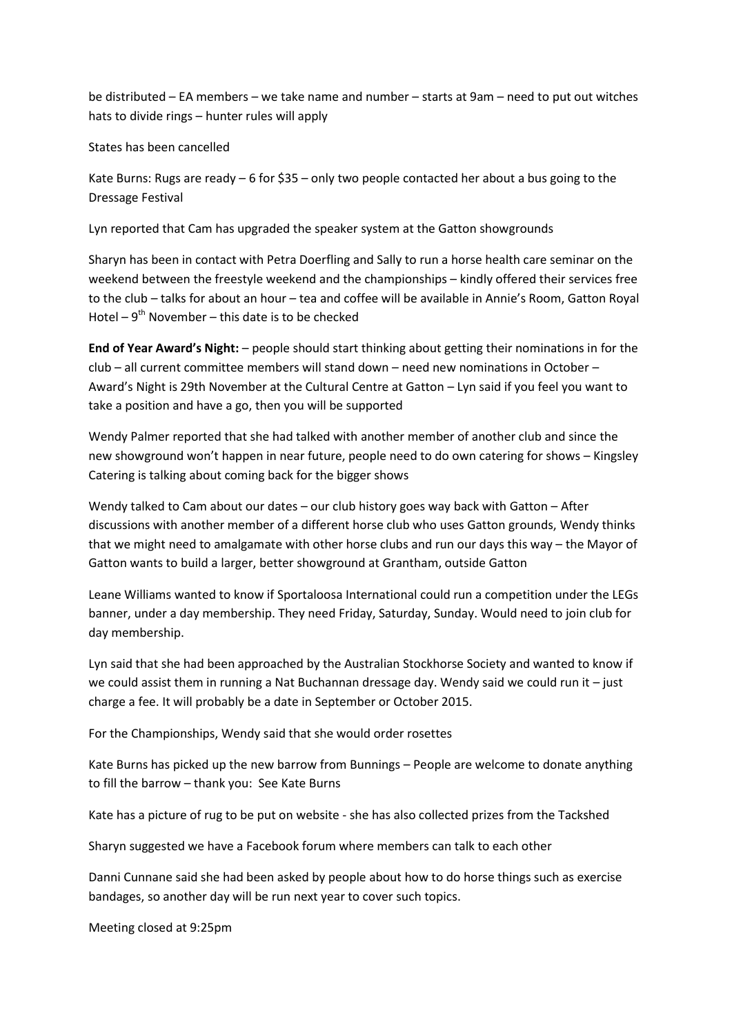be distributed – EA members – we take name and number – starts at 9am – need to put out witches hats to divide rings – hunter rules will apply

States has been cancelled

Kate Burns: Rugs are ready – 6 for $35 – only two people contacted her about a bus going to the Dressage Festival

Lyn reported that Cam has upgraded the speaker system at the Gatton showgrounds

Sharyn has been in contact with Petra Doerfling and Sally to run a horse health care seminar on the weekend between the freestyle weekend and the championships – kindly offered their services free to the club – talks for about an hour – tea and coffee will be available in Annie's Room, Gatton Royal Hotel – 9th November – this date is to be checked

**End of Year Award's Night:** – people should start thinking about getting their nominations in for the club – all current committee members will stand down – need new nominations in October – Award's Night is 29th November at the Cultural Centre at Gatton – Lyn said if you feel you want to take a position and have a go, then you will be supported

Wendy Palmer reported that she had talked with another member of another club and since the new showground won't happen in near future, people need to do own catering for shows – Kingsley Catering is talking about coming back for the bigger shows

Wendy talked to Cam about our dates – our club history goes way back with Gatton – After discussions with another member of a different horse club who uses Gatton grounds, Wendy thinks that we might need to amalgamate with other horse clubs and run our days this way – the Mayor of Gatton wants to build a larger, better showground at Grantham, outside Gatton

Leane Williams wanted to know if Sportaloosa International could run a competition under the LEGs banner, under a day membership. They need Friday, Saturday, Sunday. Would need to join club for day membership.

Lyn said that she had been approached by the Australian Stockhorse Society and wanted to know if we could assist them in running a Nat Buchannan dressage day. Wendy said we could run it – just charge a fee. It will probably be a date in September or October 2015.

For the Championships, Wendy said that she would order rosettes

Kate Burns has picked up the new barrow from Bunnings – People are welcome to donate anything to fill the barrow – thank you: See Kate Burns

Kate has a picture of rug to be put on website - she has also collected prizes from the Tackshed

Sharyn suggested we have a Facebook forum where members can talk to each other

Danni Cunnane said she had been asked by people about how to do horse things such as exercise bandages, so another day will be run next year to cover such topics.

Meeting closed at 9:25pm